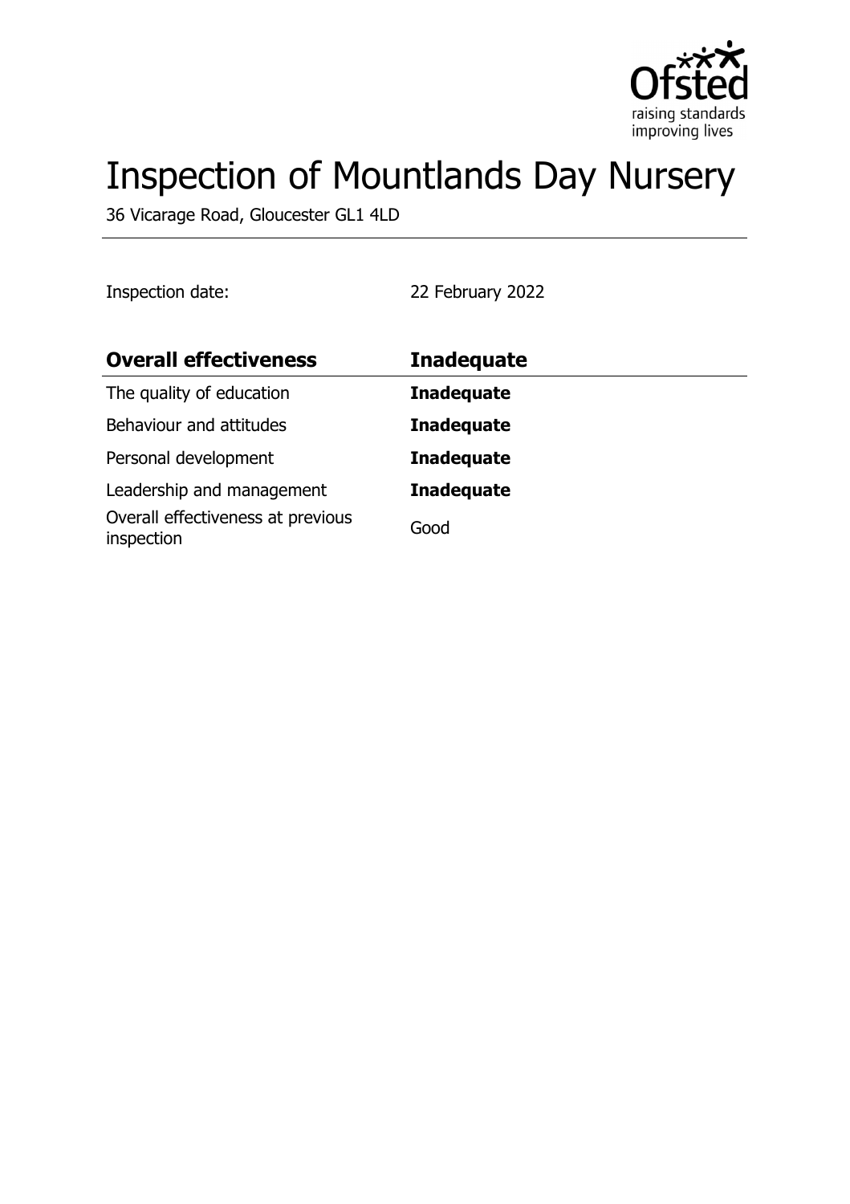# Inspection of Mountlands Day Nursery

36 Vicarage Road, Gloucester GL1 4LD

Inspection date: 22 February 2022

| **Overall effectiveness** | **Inadequate** |
| --- | --- |
| The quality of education | **Inadequate** |
| Behaviour and attitudes | **Inadequate** |
| Personal development | **Inadequate** |
| Leadership and management | **Inadequate** |
| Overall effectiveness at previous inspection | Good |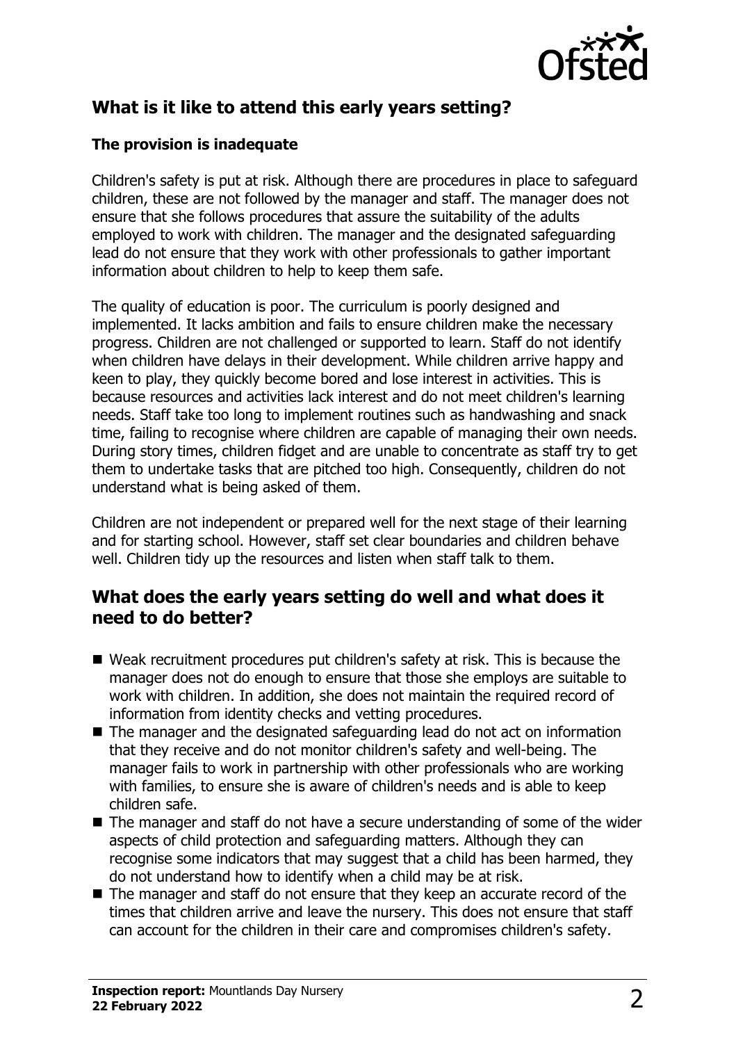## What is it like to attend this early years setting?

### The provision is inadequate

Children's safety is put at risk. Although there are procedures in place to safeguard children, these are not followed by the manager and staff. The manager does not ensure that she follows procedures that assure the suitability of the adults employed to work with children. The manager and the designated safeguarding lead do not ensure that they work with other professionals to gather important information about children to help to keep them safe.

The quality of education is poor. The curriculum is poorly designed and implemented. It lacks ambition and fails to ensure children make the necessary progress. Children are not challenged or supported to learn. Staff do not identify when children have delays in their development. While children arrive happy and keen to play, they quickly become bored and lose interest in activities. This is because resources and activities lack interest and do not meet children's learning needs. Staff take too long to implement routines such as handwashing and snack time, failing to recognise where children are capable of managing their own needs. During story times, children fidget and are unable to concentrate as staff try to get them to undertake tasks that are pitched too high. Consequently, children do not understand what is being asked of them.

Children are not independent or prepared well for the next stage of their learning and for starting school. However, staff set clear boundaries and children behave well. Children tidy up the resources and listen when staff talk to them.

## What does the early years setting do well and what does it need to do better?

- Weak recruitment procedures put children's safety at risk. This is because the manager does not do enough to ensure that those she employs are suitable to work with children. In addition, she does not maintain the required record of information from identity checks and vetting procedures.
- The manager and the designated safeguarding lead do not act on information that they receive and do not monitor children's safety and well-being. The manager fails to work in partnership with other professionals who are working with families, to ensure she is aware of children's needs and is able to keep children safe.
- The manager and staff do not have a secure understanding of some of the wider aspects of child protection and safeguarding matters. Although they can recognise some indicators that may suggest that a child has been harmed, they do not understand how to identify when a child may be at risk.
- The manager and staff do not ensure that they keep an accurate record of the times that children arrive and leave the nursery. This does not ensure that staff can account for the children in their care and compromises children's safety.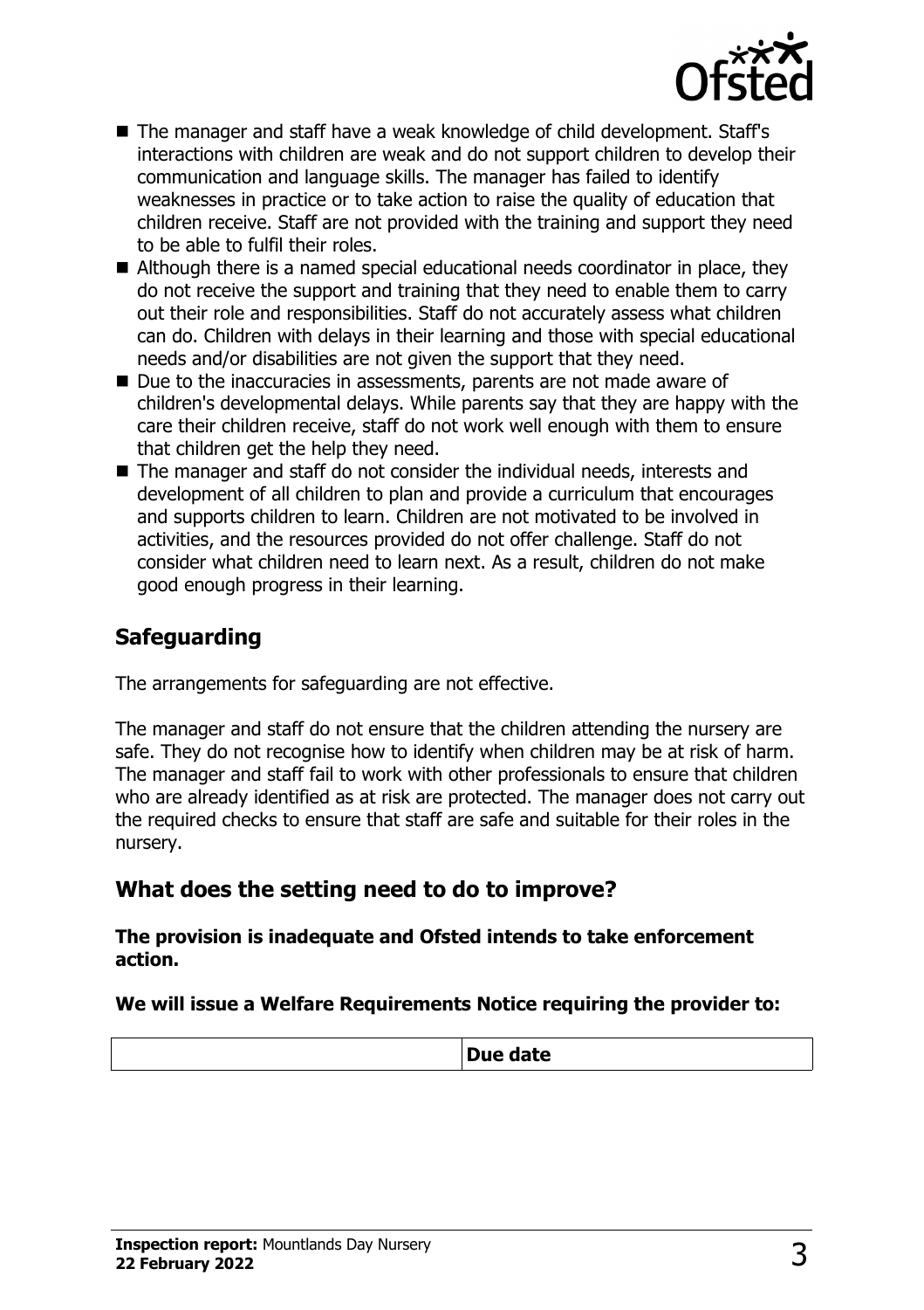- The manager and staff have a weak knowledge of child development. Staff's interactions with children are weak and do not support children to develop their communication and language skills. The manager has failed to identify weaknesses in practice or to take action to raise the quality of education that children receive. Staff are not provided with the training and support they need to be able to fulfil their roles.
- Although there is a named special educational needs coordinator in place, they do not receive the support and training that they need to enable them to carry out their role and responsibilities. Staff do not accurately assess what children can do. Children with delays in their learning and those with special educational needs and/or disabilities are not given the support that they need.
- Due to the inaccuracies in assessments, parents are not made aware of children's developmental delays. While parents say that they are happy with the care their children receive, staff do not work well enough with them to ensure that children get the help they need.
- The manager and staff do not consider the individual needs, interests and development of all children to plan and provide a curriculum that encourages and supports children to learn. Children are not motivated to be involved in activities, and the resources provided do not offer challenge. Staff do not consider what children need to learn next. As a result, children do not make good enough progress in their learning.

## Safeguarding

The arrangements for safeguarding are not effective.

The manager and staff do not ensure that the children attending the nursery are safe. They do not recognise how to identify when children may be at risk of harm. The manager and staff fail to work with other professionals to ensure that children who are already identified as at risk are protected. The manager does not carry out the required checks to ensure that staff are safe and suitable for their roles in the nursery.

## What does the setting need to do to improve?

**The provision is inadequate and Ofsted intends to take enforcement action.**

**We will issue a Welfare Requirements Notice requiring the provider to:**

| | Due date |
|---|---|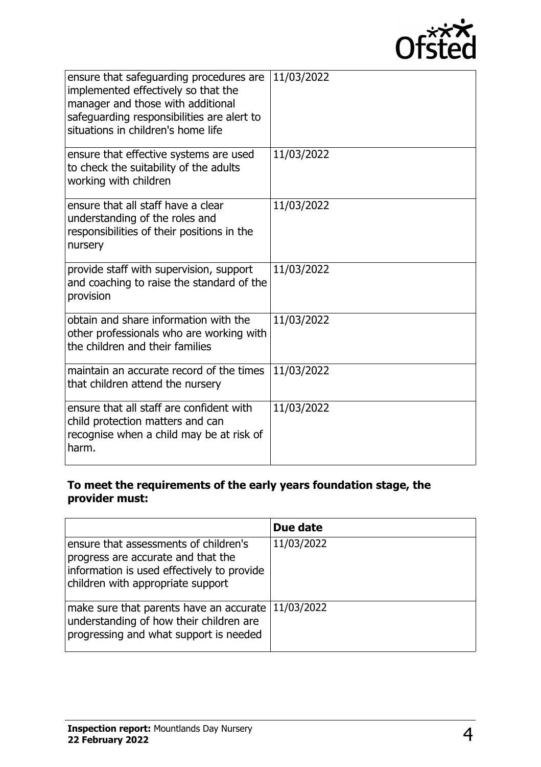| | |
|---|---|
| ensure that safeguarding procedures are implemented effectively so that the manager and those with additional safeguarding responsibilities are alert to situations in children's home life | 11/03/2022 |
| ensure that effective systems are used to check the suitability of the adults working with children | 11/03/2022 |
| ensure that all staff have a clear understanding of the roles and responsibilities of their positions in the nursery | 11/03/2022 |
| provide staff with supervision, support and coaching to raise the standard of the provision | 11/03/2022 |
| obtain and share information with the other professionals who are working with the children and their families | 11/03/2022 |
| maintain an accurate record of the times that children attend the nursery | 11/03/2022 |
| ensure that all staff are confident with child protection matters and can recognise when a child may be at risk of harm. | 11/03/2022 |

**To meet the requirements of the early years foundation stage, the provider must:**

| | **Due date** |
|---|---|
| ensure that assessments of children's progress are accurate and that the information is used effectively to provide children with appropriate support | 11/03/2022 |
| make sure that parents have an accurate understanding of how their children are progressing and what support is needed | 11/03/2022 |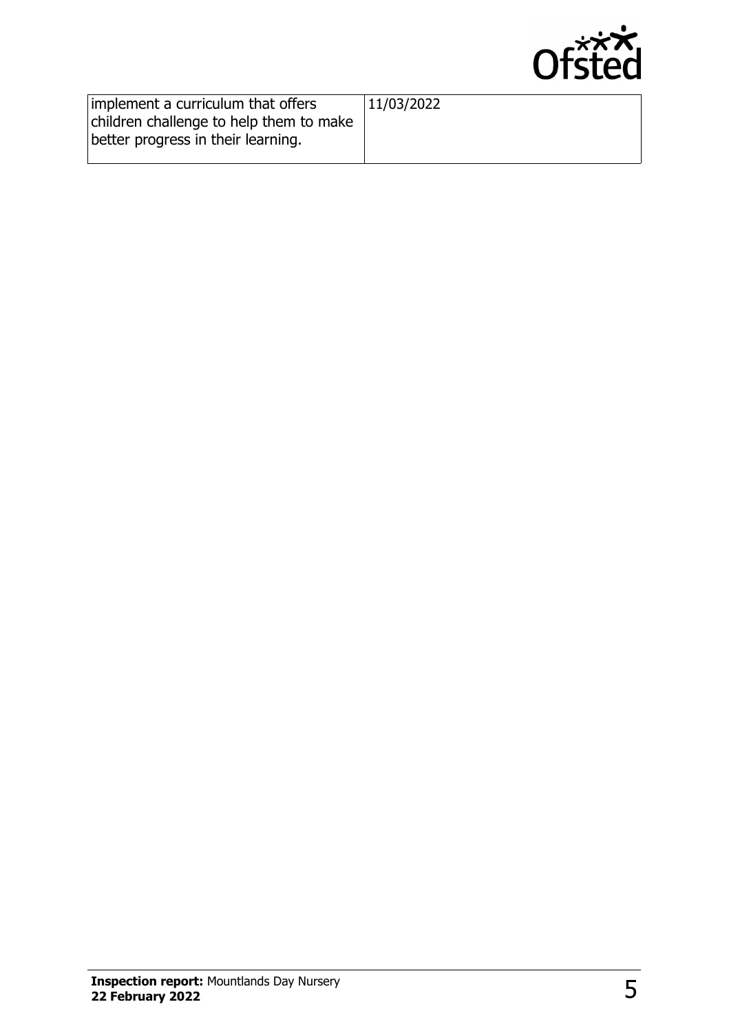| | |
|---|---|
| implement a curriculum that offers children challenge to help them to make better progress in their learning. | 11/03/2022 |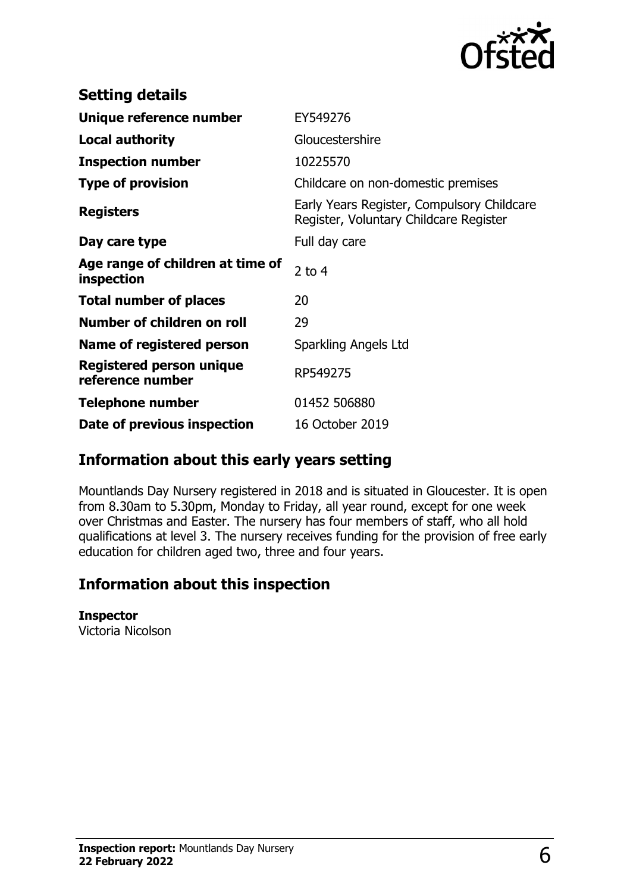## Setting details

| | |
|---|---|
| **Unique reference number** | EY549276 |
| **Local authority** | Gloucestershire |
| **Inspection number** | 10225570 |
| **Type of provision** | Childcare on non-domestic premises |
| **Registers** | Early Years Register, Compulsory Childcare Register, Voluntary Childcare Register |
| **Day care type** | Full day care |
| **Age range of children at time of inspection** | 2 to 4 |
| **Total number of places** | 20 |
| **Number of children on roll** | 29 |
| **Name of registered person** | Sparkling Angels Ltd |
| **Registered person unique reference number** | RP549275 |
| **Telephone number** | 01452 506880 |
| **Date of previous inspection** | 16 October 2019 |

## Information about this early years setting

Mountlands Day Nursery registered in 2018 and is situated in Gloucester. It is open from 8.30am to 5.30pm, Monday to Friday, all year round, except for one week over Christmas and Easter. The nursery has four members of staff, who all hold qualifications at level 3. The nursery receives funding for the provision of free early education for children aged two, three and four years.

## Information about this inspection

**Inspector**
Victoria Nicolson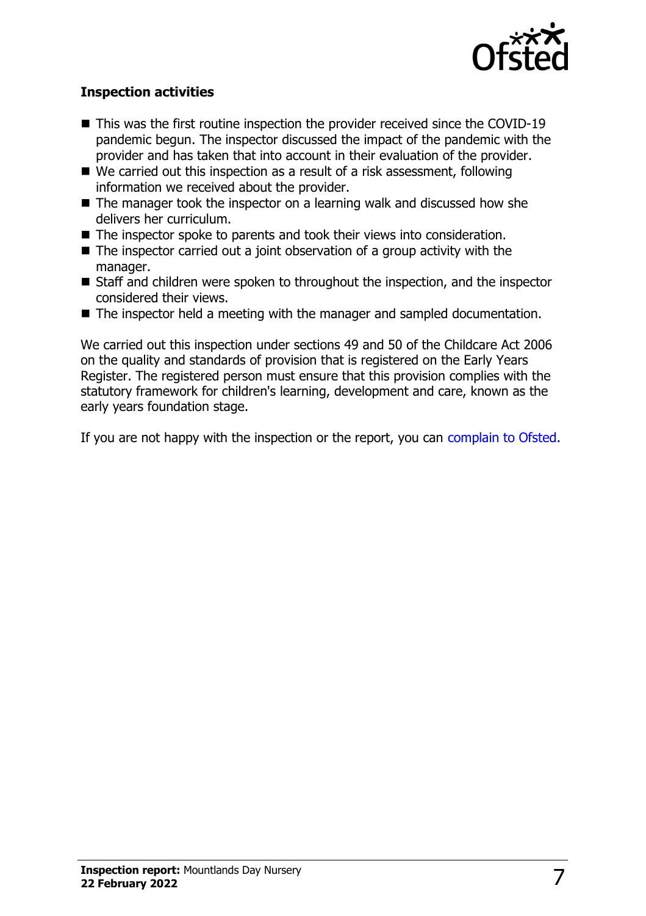### Inspection activities

- This was the first routine inspection the provider received since the COVID-19 pandemic begun. The inspector discussed the impact of the pandemic with the provider and has taken that into account in their evaluation of the provider.
- We carried out this inspection as a result of a risk assessment, following information we received about the provider.
- The manager took the inspector on a learning walk and discussed how she delivers her curriculum.
- The inspector spoke to parents and took their views into consideration.
- The inspector carried out a joint observation of a group activity with the manager.
- Staff and children were spoken to throughout the inspection, and the inspector considered their views.
- The inspector held a meeting with the manager and sampled documentation.

We carried out this inspection under sections 49 and 50 of the Childcare Act 2006 on the quality and standards of provision that is registered on the Early Years Register. The registered person must ensure that this provision complies with the statutory framework for children's learning, development and care, known as the early years foundation stage.

If you are not happy with the inspection or the report, you can complain to Ofsted.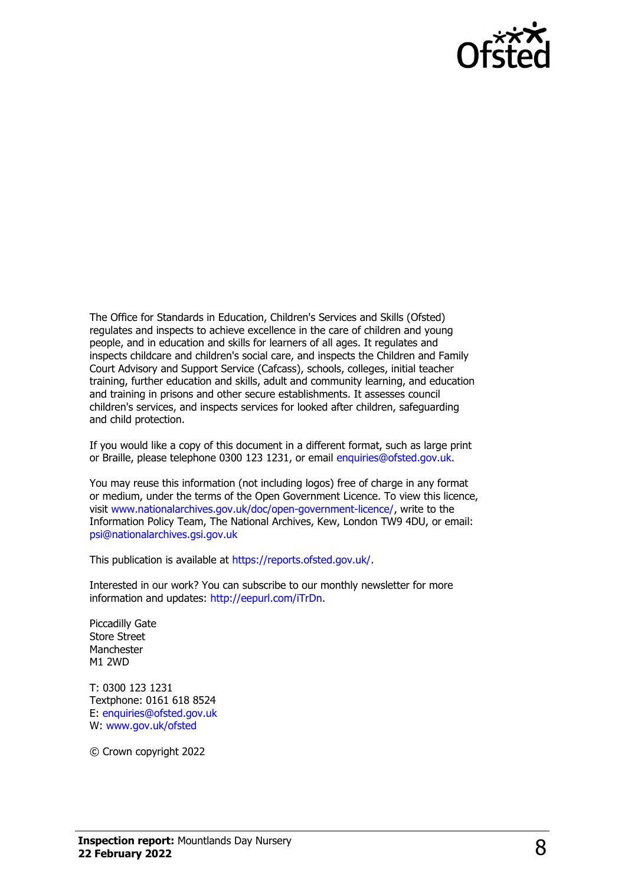The Office for Standards in Education, Children's Services and Skills (Ofsted) regulates and inspects to achieve excellence in the care of children and young people, and in education and skills for learners of all ages. It regulates and inspects childcare and children's social care, and inspects the Children and Family Court Advisory and Support Service (Cafcass), schools, colleges, initial teacher training, further education and skills, adult and community learning, and education and training in prisons and other secure establishments. It assesses council children's services, and inspects services for looked after children, safeguarding and child protection.

If you would like a copy of this document in a different format, such as large print or Braille, please telephone 0300 123 1231, or email enquiries@ofsted.gov.uk.

You may reuse this information (not including logos) free of charge in any format or medium, under the terms of the Open Government Licence. To view this licence, visit www.nationalarchives.gov.uk/doc/open-government-licence/, write to the Information Policy Team, The National Archives, Kew, London TW9 4DU, or email: psi@nationalarchives.gsi.gov.uk

This publication is available at https://reports.ofsted.gov.uk/.

Interested in our work? You can subscribe to our monthly newsletter for more information and updates: http://eepurl.com/iTrDn.

Piccadilly Gate
Store Street
Manchester
M1 2WD

T: 0300 123 1231
Textphone: 0161 618 8524
E: enquiries@ofsted.gov.uk
W: www.gov.uk/ofsted

© Crown copyright 2022